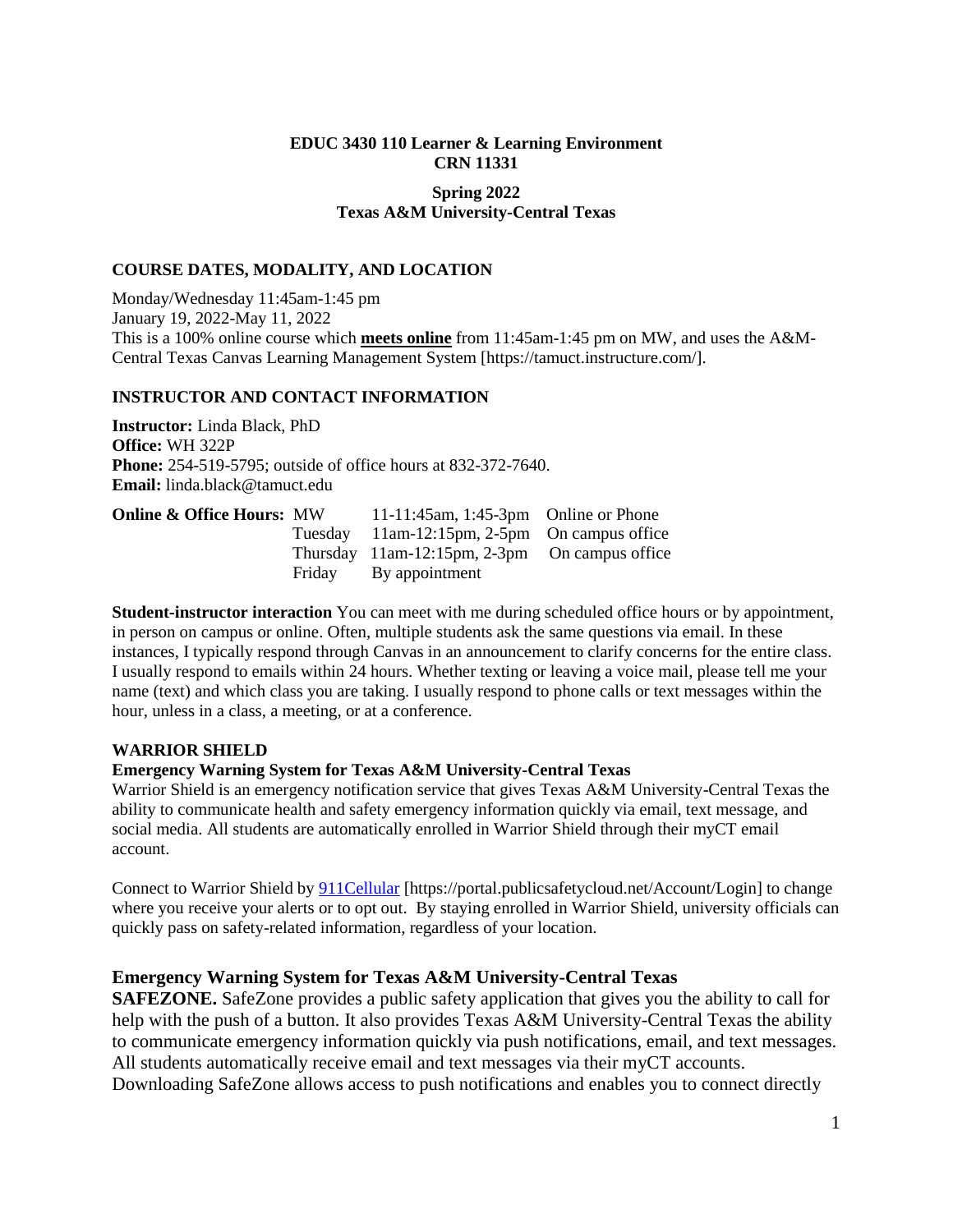**EDUC 3430 110 Learner & Learning Environment**
**CRN 11331**

**Spring 2022**
**Texas A&M University-Central Texas**

## COURSE DATES, MODALITY, AND LOCATION

Monday/Wednesday 11:45am-1:45 pm
January 19, 2022-May 11, 2022
This is a 100% online course which **meets online** from 11:45am-1:45 pm on MW, and uses the A&M-Central Texas Canvas Learning Management System [https://tamuct.instructure.com/].

## INSTRUCTOR AND CONTACT INFORMATION

**Instructor:** Linda Black, PhD
**Office:** WH 322P
**Phone:** 254-519-5795; outside of office hours at 832-372-7640.
**Email:** linda.black@tamuct.edu

| **Online & Office Hours:** | | | |
|---|---|---|---|
| | MW | 11-11:45am, 1:45-3pm | Online or Phone |
| | Tuesday | 11am-12:15pm, 2-5pm | On campus office |
| | Thursday | 11am-12:15pm, 2-3pm | On campus office |
| | Friday | By appointment | |

**Student-instructor interaction** You can meet with me during scheduled office hours or by appointment, in person on campus or online. Often, multiple students ask the same questions via email. In these instances, I typically respond through Canvas in an announcement to clarify concerns for the entire class. I usually respond to emails within 24 hours. Whether texting or leaving a voice mail, please tell me your name (text) and which class you are taking. I usually respond to phone calls or text messages within the hour, unless in a class, a meeting, or at a conference.

## WARRIOR SHIELD

**Emergency Warning System for Texas A&M University-Central Texas**
Warrior Shield is an emergency notification service that gives Texas A&M University-Central Texas the ability to communicate health and safety emergency information quickly via email, text message, and social media. All students are automatically enrolled in Warrior Shield through their myCT email account.

Connect to Warrior Shield by 911Cellular [https://portal.publicsafetycloud.net/Account/Login] to change where you receive your alerts or to opt out. By staying enrolled in Warrior Shield, university officials can quickly pass on safety-related information, regardless of your location.

### Emergency Warning System for Texas A&M University-Central Texas

**SAFEZONE.** SafeZone provides a public safety application that gives you the ability to call for help with the push of a button. It also provides Texas A&M University-Central Texas the ability to communicate emergency information quickly via push notifications, email, and text messages. All students automatically receive email and text messages via their myCT accounts. Downloading SafeZone allows access to push notifications and enables you to connect directly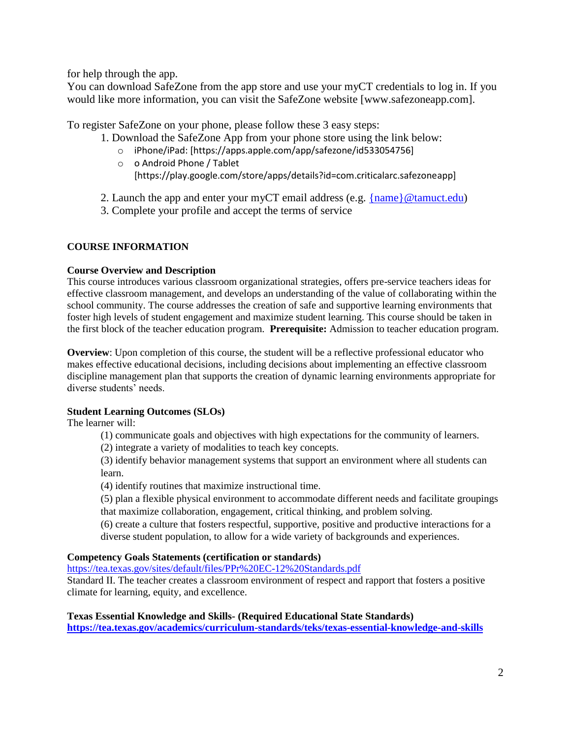for help through the app.

You can download SafeZone from the app store and use your myCT credentials to log in. If you would like more information, you can visit the SafeZone website [www.safezoneapp.com].

To register SafeZone on your phone, please follow these 3 easy steps:

1. Download the SafeZone App from your phone store using the link below:
   - iPhone/iPad: [https://apps.apple.com/app/safezone/id533054756]
   - o Android Phone / Tablet [https://play.google.com/store/apps/details?id=com.criticalarc.safezoneapp]
2. Launch the app and enter your myCT email address (e.g. {name}@tamuct.edu)
3. Complete your profile and accept the terms of service

## COURSE INFORMATION

### Course Overview and Description

This course introduces various classroom organizational strategies, offers pre-service teachers ideas for effective classroom management, and develops an understanding of the value of collaborating within the school community. The course addresses the creation of safe and supportive learning environments that foster high levels of student engagement and maximize student learning. This course should be taken in the first block of the teacher education program. **Prerequisite:** Admission to teacher education program.

**Overview**: Upon completion of this course, the student will be a reflective professional educator who makes effective educational decisions, including decisions about implementing an effective classroom discipline management plan that supports the creation of dynamic learning environments appropriate for diverse students' needs.

### Student Learning Outcomes (SLOs)

The learner will:

(1) communicate goals and objectives with high expectations for the community of learners.

(2) integrate a variety of modalities to teach key concepts.

(3) identify behavior management systems that support an environment where all students can learn.

(4) identify routines that maximize instructional time.

(5) plan a flexible physical environment to accommodate different needs and facilitate groupings that maximize collaboration, engagement, critical thinking, and problem solving.

(6) create a culture that fosters respectful, supportive, positive and productive interactions for a diverse student population, to allow for a wide variety of backgrounds and experiences.

### Competency Goals Statements (certification or standards)

https://tea.texas.gov/sites/default/files/PPr%20EC-12%20Standards.pdf

Standard II. The teacher creates a classroom environment of respect and rapport that fosters a positive climate for learning, equity, and excellence.

### Texas Essential Knowledge and Skills- (Required Educational State Standards)

**https://tea.texas.gov/academics/curriculum-standards/teks/texas-essential-knowledge-and-skills**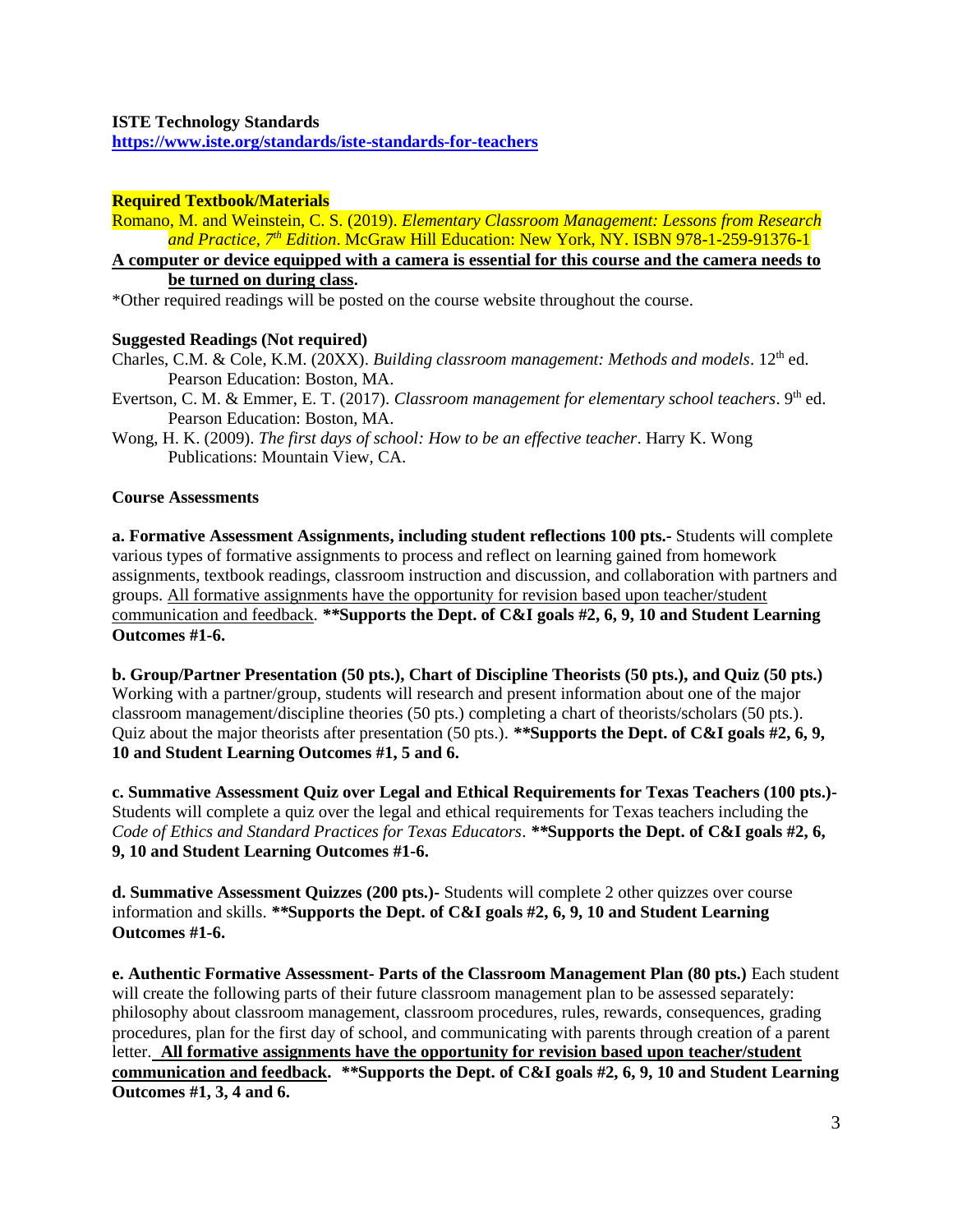**ISTE Technology Standards**
**https://www.iste.org/standards/iste-standards-for-teachers**

**Required Textbook/Materials**

Romano, M. and Weinstein, C. S. (2019). *Elementary Classroom Management: Lessons from Research and Practice, 7th Edition*. McGraw Hill Education: New York, NY. ISBN 978-1-259-91376-1

**A computer or device equipped with a camera is essential for this course and the camera needs to be turned on during class.**

*Other required readings will be posted on the course website throughout the course.

**Suggested Readings (Not required)**

Charles, C.M. & Cole, K.M. (20XX). *Building classroom management: Methods and models*. 12th ed. Pearson Education: Boston, MA.

Evertson, C. M. & Emmer, E. T. (2017). *Classroom management for elementary school teachers*. 9th ed. Pearson Education: Boston, MA.

Wong, H. K. (2009). *The first days of school: How to be an effective teacher*. Harry K. Wong Publications: Mountain View, CA.

**Course Assessments**

**a. Formative Assessment Assignments, including student reflections 100 pts.-** Students will complete various types of formative assignments to process and reflect on learning gained from homework assignments, textbook readings, classroom instruction and discussion, and collaboration with partners and groups. All formative assignments have the opportunity for revision based upon teacher/student communication and feedback. **\*\*Supports the Dept. of C&I goals #2, 6, 9, 10 and Student Learning Outcomes #1-6.**

**b. Group/Partner Presentation (50 pts.), Chart of Discipline Theorists (50 pts.), and Quiz (50 pts.)** Working with a partner/group, students will research and present information about one of the major classroom management/discipline theories (50 pts.) completing a chart of theorists/scholars (50 pts.). Quiz about the major theorists after presentation (50 pts.). **\*\*Supports the Dept. of C&I goals #2, 6, 9, 10 and Student Learning Outcomes #1, 5 and 6.**

**c. Summative Assessment Quiz over Legal and Ethical Requirements for Texas Teachers (100 pts.)-** Students will complete a quiz over the legal and ethical requirements for Texas teachers including the *Code of Ethics and Standard Practices for Texas Educators*. **\*\*Supports the Dept. of C&I goals #2, 6, 9, 10 and Student Learning Outcomes #1-6.**

**d. Summative Assessment Quizzes (200 pts.)-** Students will complete 2 other quizzes over course information and skills. **\*\*Supports the Dept. of C&I goals #2, 6, 9, 10 and Student Learning Outcomes #1-6.**

**e. Authentic Formative Assessment- Parts of the Classroom Management Plan (80 pts.)** Each student will create the following parts of their future classroom management plan to be assessed separately: philosophy about classroom management, classroom procedures, rules, rewards, consequences, grading procedures, plan for the first day of school, and communicating with parents through creation of a parent letter. **All formative assignments have the opportunity for revision based upon teacher/student communication and feedback. \*\*Supports the Dept. of C&I goals #2, 6, 9, 10 and Student Learning Outcomes #1, 3, 4 and 6.**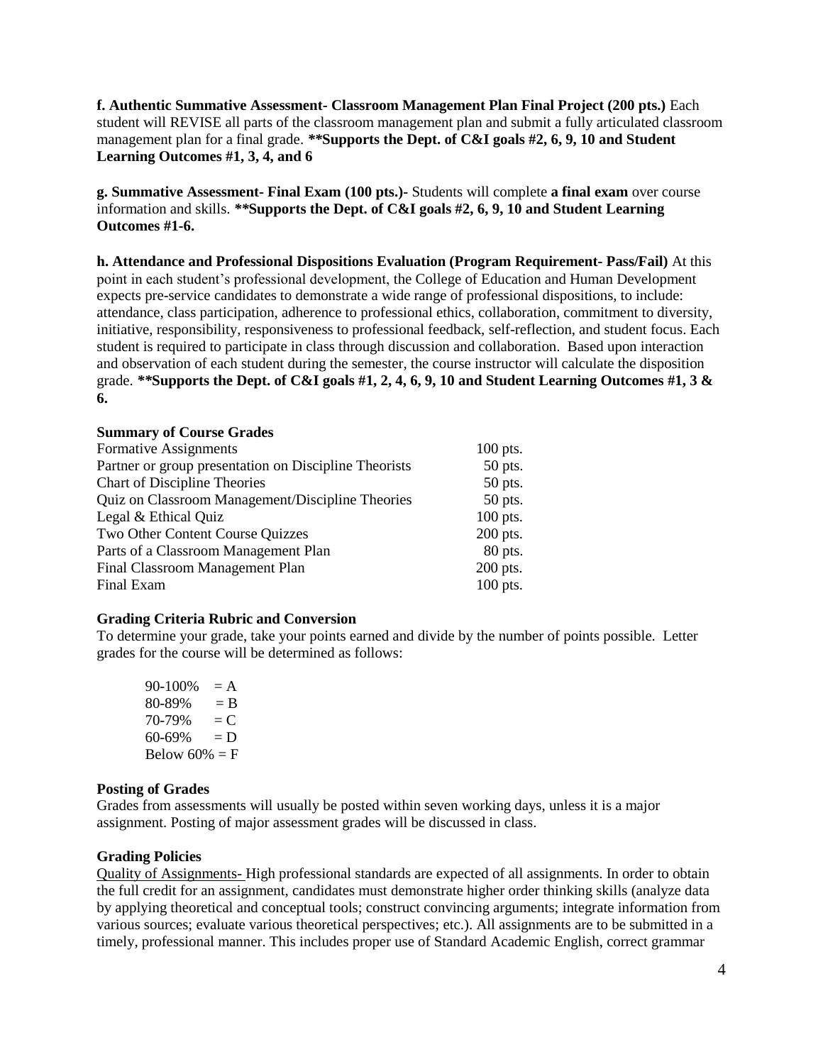**f. Authentic Summative Assessment- Classroom Management Plan Final Project (200 pts.)** Each student will REVISE all parts of the classroom management plan and submit a fully articulated classroom management plan for a final grade. **\*\*Supports the Dept. of C&I goals #2, 6, 9, 10 and Student Learning Outcomes #1, 3, 4, and 6**

**g. Summative Assessment- Final Exam (100 pts.)-** Students will complete **a final exam** over course information and skills. **\*\*Supports the Dept. of C&I goals #2, 6, 9, 10 and Student Learning Outcomes #1-6.**

**h. Attendance and Professional Dispositions Evaluation (Program Requirement- Pass/Fail)** At this point in each student's professional development, the College of Education and Human Development expects pre-service candidates to demonstrate a wide range of professional dispositions, to include: attendance, class participation, adherence to professional ethics, collaboration, commitment to diversity, initiative, responsibility, responsiveness to professional feedback, self-reflection, and student focus. Each student is required to participate in class through discussion and collaboration. Based upon interaction and observation of each student during the semester, the course instructor will calculate the disposition grade. **\*\*Supports the Dept. of C&I goals #1, 2, 4, 6, 9, 10 and Student Learning Outcomes #1, 3 & 6.**

**Summary of Course Grades**

| | |
|---|---|
| Formative Assignments | 100 pts. |
| Partner or group presentation on Discipline Theorists | 50 pts. |
| Chart of Discipline Theories | 50 pts. |
| Quiz on Classroom Management/Discipline Theories | 50 pts. |
| Legal & Ethical Quiz | 100 pts. |
| Two Other Content Course Quizzes | 200 pts. |
| Parts of a Classroom Management Plan | 80 pts. |
| Final Classroom Management Plan | 200 pts. |
| Final Exam | 100 pts. |

**Grading Criteria Rubric and Conversion**

To determine your grade, take your points earned and divide by the number of points possible. Letter grades for the course will be determined as follows:

90-100% = A
80-89% = B
70-79% = C
60-69% = D
Below 60% = F

**Posting of Grades**

Grades from assessments will usually be posted within seven working days, unless it is a major assignment. Posting of major assessment grades will be discussed in class.

**Grading Policies**

Quality of Assignments- High professional standards are expected of all assignments. In order to obtain the full credit for an assignment, candidates must demonstrate higher order thinking skills (analyze data by applying theoretical and conceptual tools; construct convincing arguments; integrate information from various sources; evaluate various theoretical perspectives; etc.). All assignments are to be submitted in a timely, professional manner. This includes proper use of Standard Academic English, correct grammar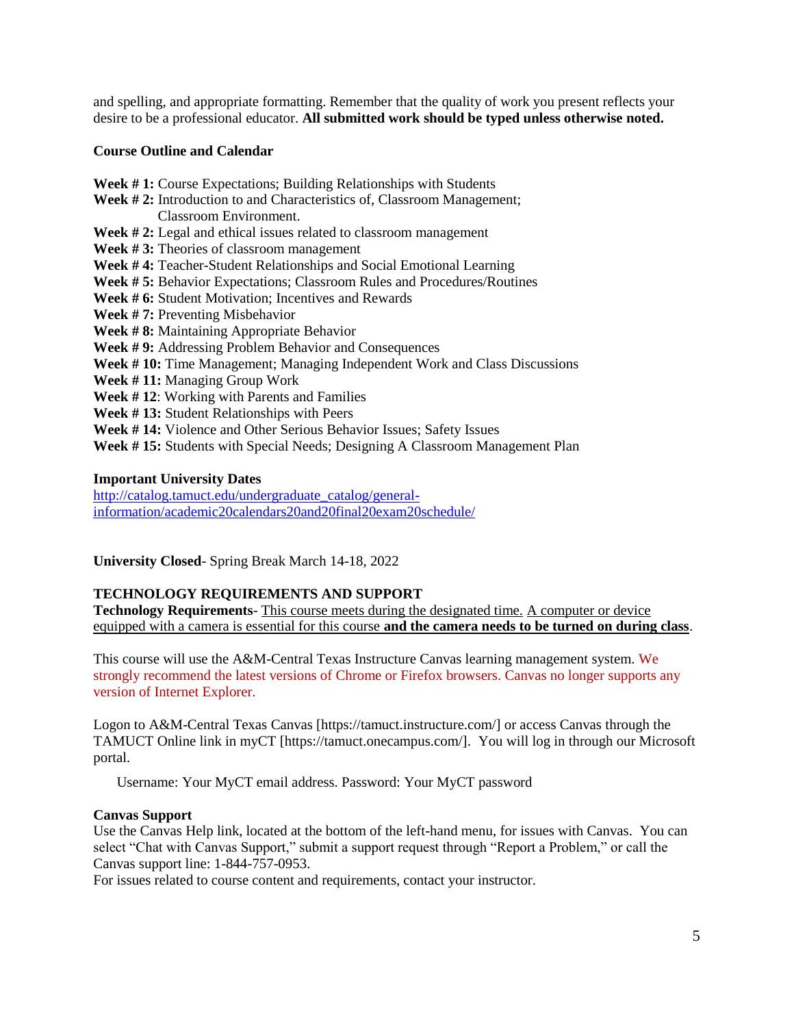and spelling, and appropriate formatting. Remember that the quality of work you present reflects your desire to be a professional educator. **All submitted work should be typed unless otherwise noted.**

**Course Outline and Calendar**

**Week # 1:** Course Expectations; Building Relationships with Students
**Week # 2:** Introduction to and Characteristics of, Classroom Management; Classroom Environment.
**Week # 2:** Legal and ethical issues related to classroom management
**Week # 3:** Theories of classroom management
**Week # 4:** Teacher-Student Relationships and Social Emotional Learning
**Week # 5:** Behavior Expectations; Classroom Rules and Procedures/Routines
**Week # 6:** Student Motivation; Incentives and Rewards
**Week # 7:** Preventing Misbehavior
**Week # 8:** Maintaining Appropriate Behavior
**Week # 9:** Addressing Problem Behavior and Consequences
**Week # 10:** Time Management; Managing Independent Work and Class Discussions
**Week # 11:** Managing Group Work
**Week # 12**: Working with Parents and Families
**Week # 13:** Student Relationships with Peers
**Week # 14:** Violence and Other Serious Behavior Issues; Safety Issues
**Week # 15:** Students with Special Needs; Designing A Classroom Management Plan

**Important University Dates**
http://catalog.tamuct.edu/undergraduate_catalog/general-information/academic20calendars20and20final20exam20schedule/

**University Closed**- Spring Break March 14-18, 2022

**TECHNOLOGY REQUIREMENTS AND SUPPORT**
**Technology Requirements**- This course meets during the designated time. A computer or device equipped with a camera is essential for this course **and the camera needs to be turned on during class**.

This course will use the A&M-Central Texas Instructure Canvas learning management system. We strongly recommend the latest versions of Chrome or Firefox browsers. Canvas no longer supports any version of Internet Explorer.

Logon to A&M-Central Texas Canvas [https://tamuct.instructure.com/] or access Canvas through the TAMUCT Online link in myCT [https://tamuct.onecampus.com/]. You will log in through our Microsoft portal.

Username: Your MyCT email address. Password: Your MyCT password

**Canvas Support**
Use the Canvas Help link, located at the bottom of the left-hand menu, for issues with Canvas. You can select "Chat with Canvas Support," submit a support request through "Report a Problem," or call the Canvas support line: 1-844-757-0953.
For issues related to course content and requirements, contact your instructor.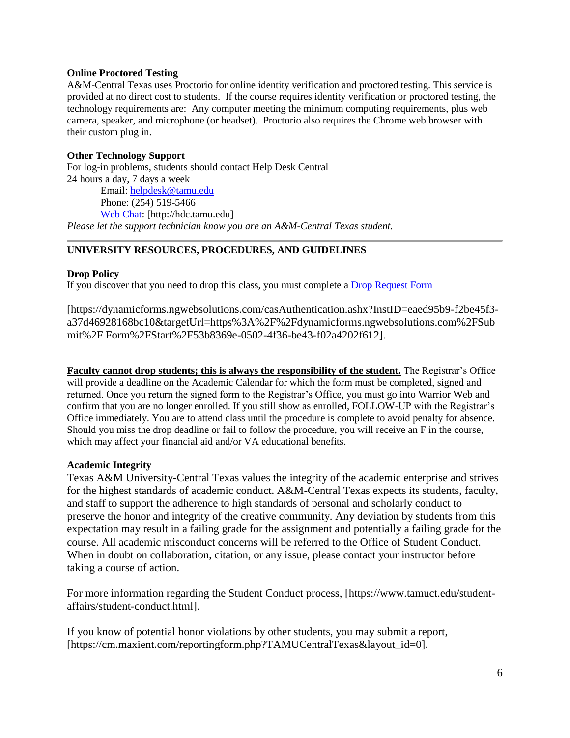**Online Proctored Testing**

A&M-Central Texas uses Proctorio for online identity verification and proctored testing. This service is provided at no direct cost to students. If the course requires identity verification or proctored testing, the technology requirements are: Any computer meeting the minimum computing requirements, plus web camera, speaker, and microphone (or headset). Proctorio also requires the Chrome web browser with their custom plug in.

**Other Technology Support**

For log-in problems, students should contact Help Desk Central
24 hours a day, 7 days a week

Email: helpdesk@tamu.edu
Phone: (254) 519-5466
Web Chat: [http://hdc.tamu.edu]

*Please let the support technician know you are an A&M-Central Texas student.*

---

## UNIVERSITY RESOURCES, PROCEDURES, AND GUIDELINES

**Drop Policy**

If you discover that you need to drop this class, you must complete a Drop Request Form

[https://dynamicforms.ngwebsolutions.com/casAuthentication.ashx?InstID=eaed95b9-f2be45f3-a37d46928168bc10&targetUrl=https%3A%2F%2Fdynamicforms.ngwebsolutions.com%2FSubmit%2F Form%2FStart%2F53b8369e-0502-4f36-be43-f02a4202f612].

**Faculty cannot drop students; this is always the responsibility of the student.** The Registrar's Office will provide a deadline on the Academic Calendar for which the form must be completed, signed and returned. Once you return the signed form to the Registrar's Office, you must go into Warrior Web and confirm that you are no longer enrolled. If you still show as enrolled, FOLLOW-UP with the Registrar's Office immediately. You are to attend class until the procedure is complete to avoid penalty for absence. Should you miss the drop deadline or fail to follow the procedure, you will receive an F in the course, which may affect your financial aid and/or VA educational benefits.

**Academic Integrity**

Texas A&M University-Central Texas values the integrity of the academic enterprise and strives for the highest standards of academic conduct. A&M-Central Texas expects its students, faculty, and staff to support the adherence to high standards of personal and scholarly conduct to preserve the honor and integrity of the creative community. Any deviation by students from this expectation may result in a failing grade for the assignment and potentially a failing grade for the course. All academic misconduct concerns will be referred to the Office of Student Conduct. When in doubt on collaboration, citation, or any issue, please contact your instructor before taking a course of action.

For more information regarding the Student Conduct process, [https://www.tamuct.edu/student-affairs/student-conduct.html].

If you know of potential honor violations by other students, you may submit a report, [https://cm.maxient.com/reportingform.php?TAMUCentralTexas&layout_id=0].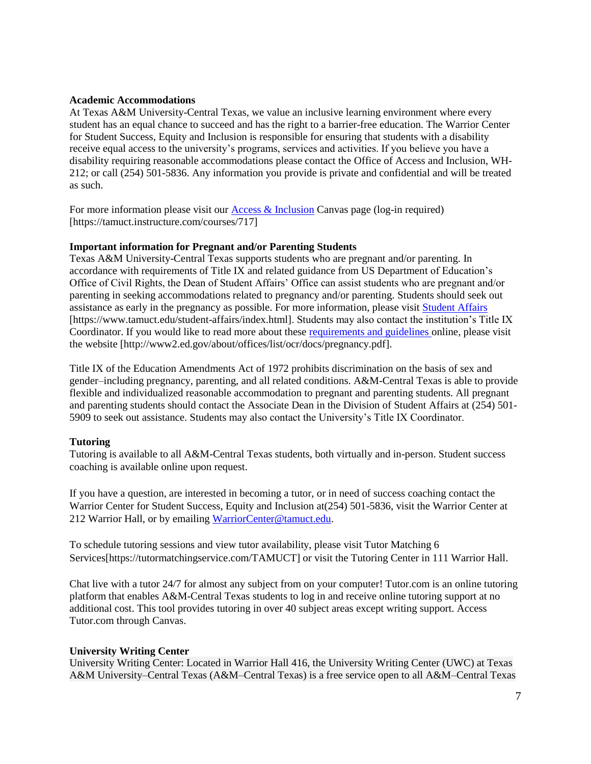**Academic Accommodations**

At Texas A&M University-Central Texas, we value an inclusive learning environment where every student has an equal chance to succeed and has the right to a barrier-free education. The Warrior Center for Student Success, Equity and Inclusion is responsible for ensuring that students with a disability receive equal access to the university's programs, services and activities. If you believe you have a disability requiring reasonable accommodations please contact the Office of Access and Inclusion, WH-212; or call (254) 501-5836. Any information you provide is private and confidential and will be treated as such.

For more information please visit our [Access & Inclusion](https://tamuct.instructure.com/courses/717) Canvas page (log-in required) [https://tamuct.instructure.com/courses/717]

**Important information for Pregnant and/or Parenting Students**

Texas A&M University-Central Texas supports students who are pregnant and/or parenting. In accordance with requirements of Title IX and related guidance from US Department of Education's Office of Civil Rights, the Dean of Student Affairs' Office can assist students who are pregnant and/or parenting in seeking accommodations related to pregnancy and/or parenting. Students should seek out assistance as early in the pregnancy as possible. For more information, please visit [Student Affairs](https://www.tamuct.edu/student-affairs/index.html) [https://www.tamuct.edu/student-affairs/index.html]. Students may also contact the institution's Title IX Coordinator. If you would like to read more about these [requirements and guidelines](http://www2.ed.gov/about/offices/list/ocr/docs/pregnancy.pdf) online, please visit the website [http://www2.ed.gov/about/offices/list/ocr/docs/pregnancy.pdf].

Title IX of the Education Amendments Act of 1972 prohibits discrimination on the basis of sex and gender–including pregnancy, parenting, and all related conditions. A&M-Central Texas is able to provide flexible and individualized reasonable accommodation to pregnant and parenting students. All pregnant and parenting students should contact the Associate Dean in the Division of Student Affairs at (254) 501-5909 to seek out assistance. Students may also contact the University's Title IX Coordinator.

**Tutoring**

Tutoring is available to all A&M-Central Texas students, both virtually and in-person. Student success coaching is available online upon request.

If you have a question, are interested in becoming a tutor, or in need of success coaching contact the Warrior Center for Student Success, Equity and Inclusion at(254) 501-5836, visit the Warrior Center at 212 Warrior Hall, or by emailing [WarriorCenter@tamuct.edu](mailto:WarriorCenter@tamuct.edu).

To schedule tutoring sessions and view tutor availability, please visit Tutor Matching 6 Services[https://tutormatchingservice.com/TAMUCT] or visit the Tutoring Center in 111 Warrior Hall.

Chat live with a tutor 24/7 for almost any subject from on your computer! Tutor.com is an online tutoring platform that enables A&M-Central Texas students to log in and receive online tutoring support at no additional cost. This tool provides tutoring in over 40 subject areas except writing support. Access Tutor.com through Canvas.

**University Writing Center**

University Writing Center: Located in Warrior Hall 416, the University Writing Center (UWC) at Texas A&M University–Central Texas (A&M–Central Texas) is a free service open to all A&M–Central Texas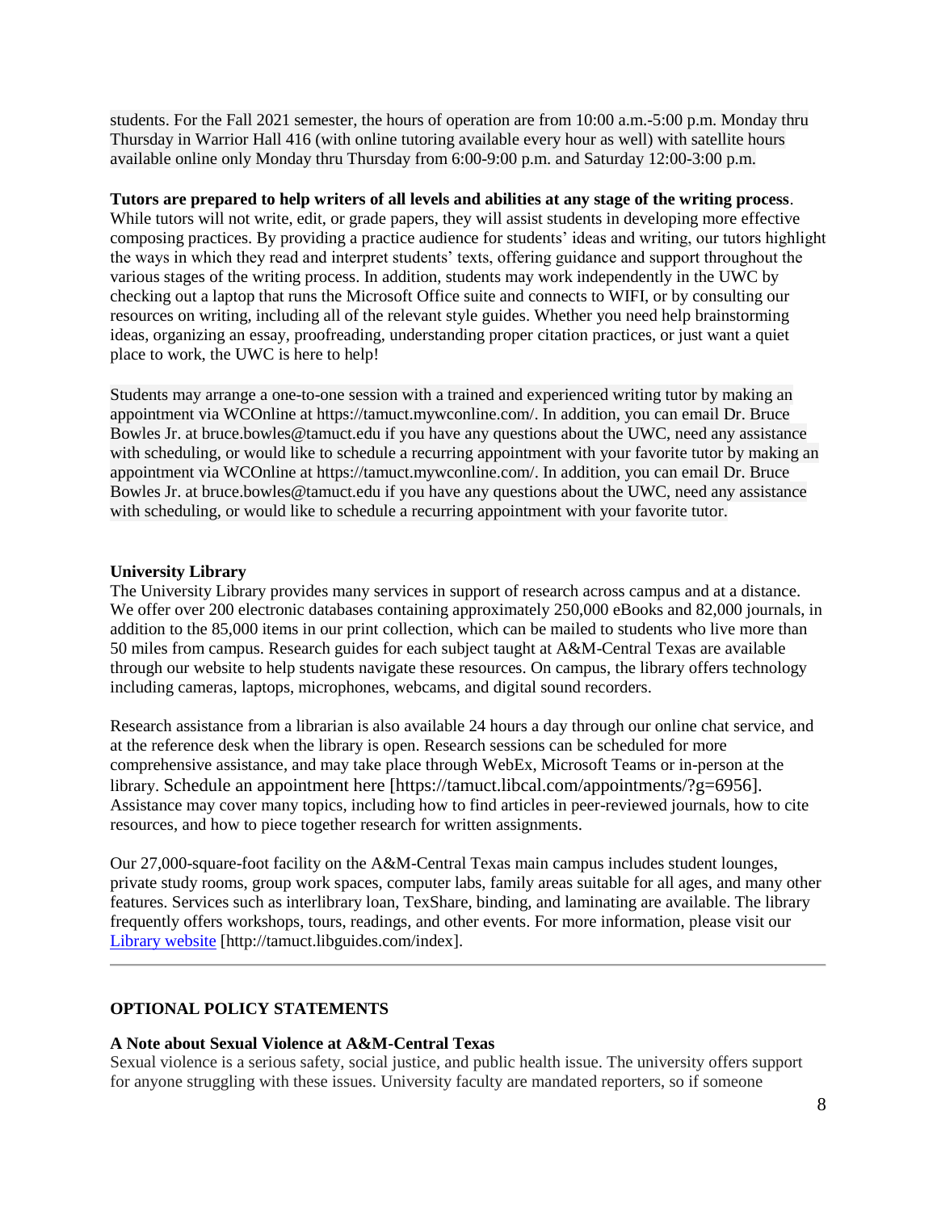students. For the Fall 2021 semester, the hours of operation are from 10:00 a.m.-5:00 p.m. Monday thru Thursday in Warrior Hall 416 (with online tutoring available every hour as well) with satellite hours available online only Monday thru Thursday from 6:00-9:00 p.m. and Saturday 12:00-3:00 p.m.

**Tutors are prepared to help writers of all levels and abilities at any stage of the writing process**. While tutors will not write, edit, or grade papers, they will assist students in developing more effective composing practices. By providing a practice audience for students' ideas and writing, our tutors highlight the ways in which they read and interpret students' texts, offering guidance and support throughout the various stages of the writing process. In addition, students may work independently in the UWC by checking out a laptop that runs the Microsoft Office suite and connects to WIFI, or by consulting our resources on writing, including all of the relevant style guides. Whether you need help brainstorming ideas, organizing an essay, proofreading, understanding proper citation practices, or just want a quiet place to work, the UWC is here to help!

Students may arrange a one-to-one session with a trained and experienced writing tutor by making an appointment via WCOnline at https://tamuct.mywconline.com/. In addition, you can email Dr. Bruce Bowles Jr. at bruce.bowles@tamuct.edu if you have any questions about the UWC, need any assistance with scheduling, or would like to schedule a recurring appointment with your favorite tutor by making an appointment via WCOnline at https://tamuct.mywconline.com/. In addition, you can email Dr. Bruce Bowles Jr. at bruce.bowles@tamuct.edu if you have any questions about the UWC, need any assistance with scheduling, or would like to schedule a recurring appointment with your favorite tutor.

**University Library**

The University Library provides many services in support of research across campus and at a distance. We offer over 200 electronic databases containing approximately 250,000 eBooks and 82,000 journals, in addition to the 85,000 items in our print collection, which can be mailed to students who live more than 50 miles from campus. Research guides for each subject taught at A&M-Central Texas are available through our website to help students navigate these resources. On campus, the library offers technology including cameras, laptops, microphones, webcams, and digital sound recorders.

Research assistance from a librarian is also available 24 hours a day through our online chat service, and at the reference desk when the library is open. Research sessions can be scheduled for more comprehensive assistance, and may take place through WebEx, Microsoft Teams or in-person at the library. Schedule an appointment here [https://tamuct.libcal.com/appointments/?g=6956]. Assistance may cover many topics, including how to find articles in peer-reviewed journals, how to cite resources, and how to piece together research for written assignments.

Our 27,000-square-foot facility on the A&M-Central Texas main campus includes student lounges, private study rooms, group work spaces, computer labs, family areas suitable for all ages, and many other features. Services such as interlibrary loan, TexShare, binding, and laminating are available. The library frequently offers workshops, tours, readings, and other events. For more information, please visit our Library website [http://tamuct.libguides.com/index].

---

**OPTIONAL POLICY STATEMENTS**

**A Note about Sexual Violence at A&M-Central Texas**

Sexual violence is a serious safety, social justice, and public health issue. The university offers support for anyone struggling with these issues. University faculty are mandated reporters, so if someone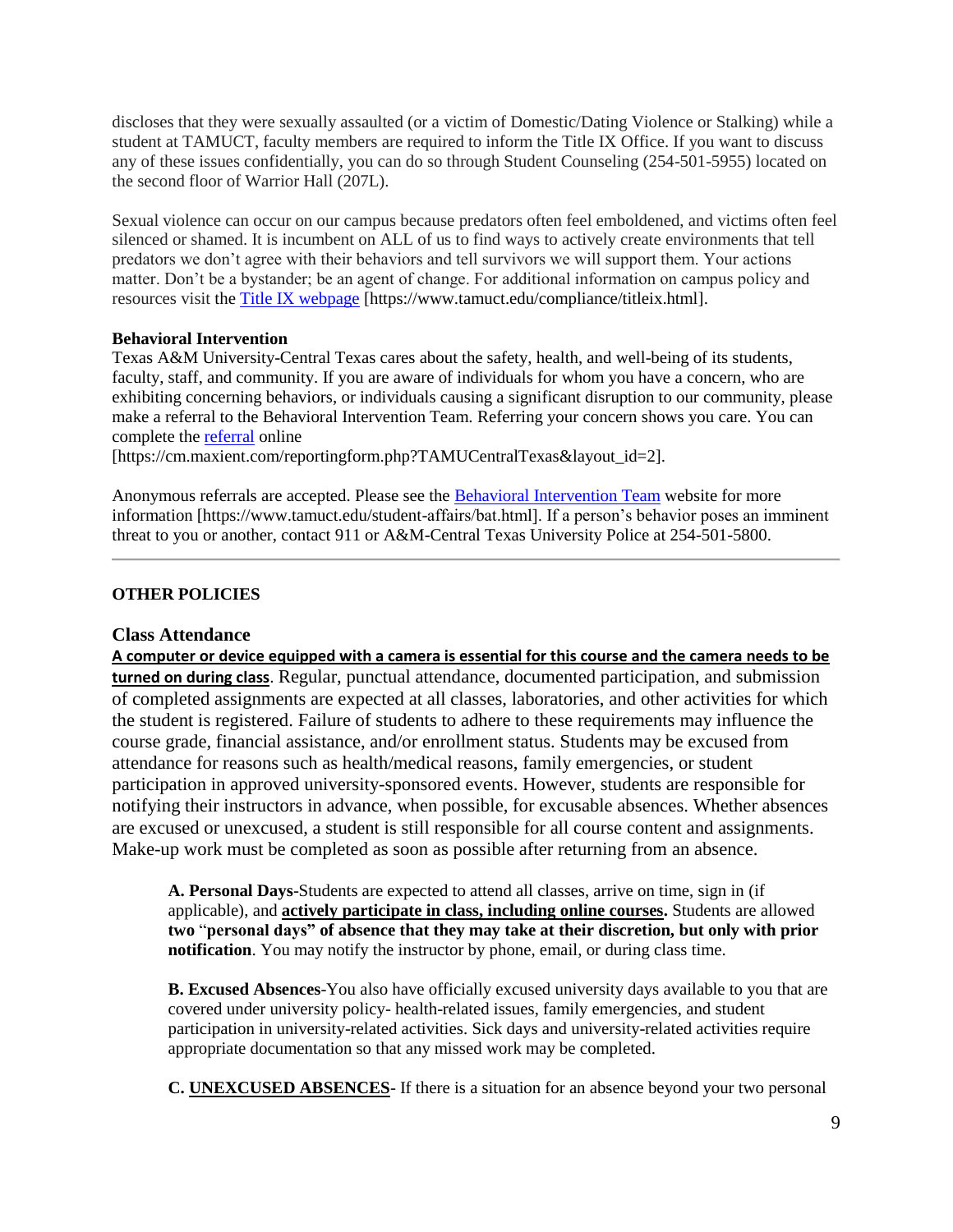discloses that they were sexually assaulted (or a victim of Domestic/Dating Violence or Stalking) while a student at TAMUCT, faculty members are required to inform the Title IX Office. If you want to discuss any of these issues confidentially, you can do so through Student Counseling (254-501-5955) located on the second floor of Warrior Hall (207L).

Sexual violence can occur on our campus because predators often feel emboldened, and victims often feel silenced or shamed. It is incumbent on ALL of us to find ways to actively create environments that tell predators we don't agree with their behaviors and tell survivors we will support them. Your actions matter. Don't be a bystander; be an agent of change. For additional information on campus policy and resources visit the [Title IX webpage](https://www.tamuct.edu/compliance/titleix.html) [https://www.tamuct.edu/compliance/titleix.html].

**Behavioral Intervention**

Texas A&M University-Central Texas cares about the safety, health, and well-being of its students, faculty, staff, and community. If you are aware of individuals for whom you have a concern, who are exhibiting concerning behaviors, or individuals causing a significant disruption to our community, please make a referral to the Behavioral Intervention Team. Referring your concern shows you care. You can complete the [referral](https://cm.maxient.com/reportingform.php?TAMUCentralTexas&layout_id=2) online [https://cm.maxient.com/reportingform.php?TAMUCentralTexas&layout_id=2].

Anonymous referrals are accepted. Please see the [Behavioral Intervention Team](https://www.tamuct.edu/student-affairs/bat.html) website for more information [https://www.tamuct.edu/student-affairs/bat.html]. If a person's behavior poses an imminent threat to you or another, contact 911 or A&M-Central Texas University Police at 254-501-5800.

---

**OTHER POLICIES**

### Class Attendance

**<u>A computer or device equipped with a camera is essential for this course and the camera needs to be turned on during class</u>**. Regular, punctual attendance, documented participation, and submission of completed assignments are expected at all classes, laboratories, and other activities for which the student is registered. Failure of students to adhere to these requirements may influence the course grade, financial assistance, and/or enrollment status. Students may be excused from attendance for reasons such as health/medical reasons, family emergencies, or student participation in approved university-sponsored events. However, students are responsible for notifying their instructors in advance, when possible, for excusable absences. Whether absences are excused or unexcused, a student is still responsible for all course content and assignments. Make-up work must be completed as soon as possible after returning from an absence.

**A. Personal Days**-Students are expected to attend all classes, arrive on time, sign in (if applicable), and **<u>actively participate in class, including online courses</u>.** Students are allowed **two "personal days" of absence that they may take at their discretion, but only with prior notification**. You may notify the instructor by phone, email, or during class time.

**B. Excused Absences**-You also have officially excused university days available to you that are covered under university policy- health-related issues, family emergencies, and student participation in university-related activities. Sick days and university-related activities require appropriate documentation so that any missed work may be completed.

**C. <u>UNEXCUSED ABSENCES</u>**- If there is a situation for an absence beyond your two personal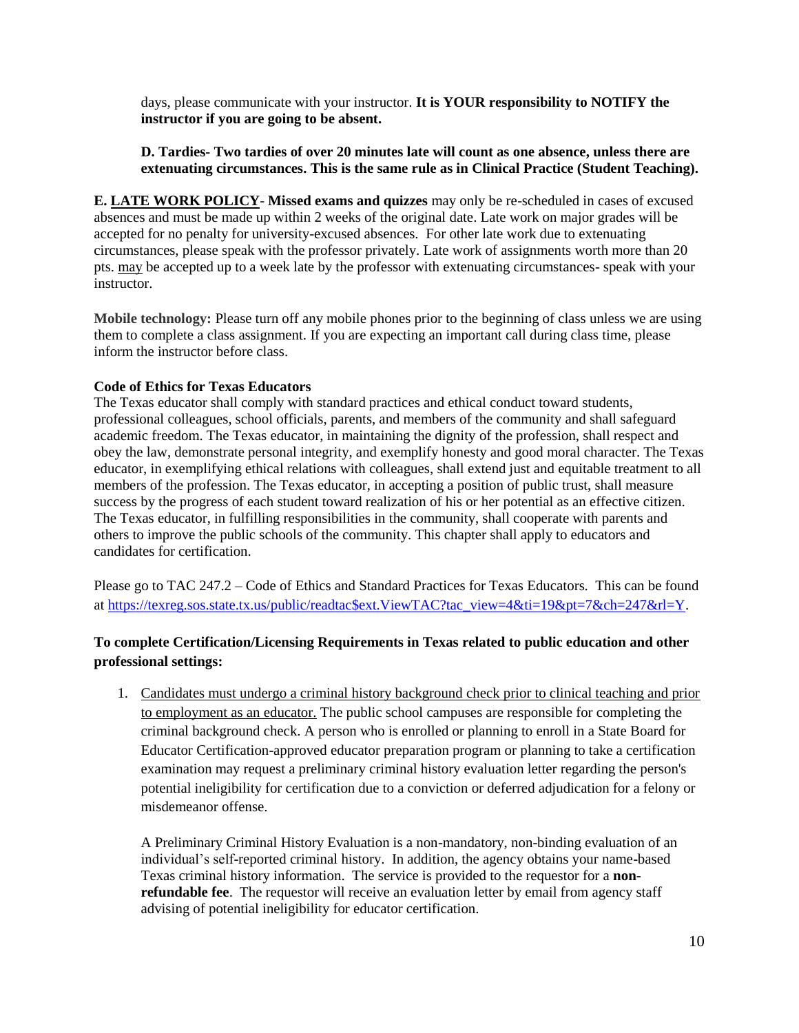days, please communicate with your instructor. **It is YOUR responsibility to NOTIFY the instructor if you are going to be absent.**

**D. Tardies- Two tardies of over 20 minutes late will count as one absence, unless there are extenuating circumstances. This is the same rule as in Clinical Practice (Student Teaching).**

**E. <u>LATE WORK POLICY</u>- Missed exams and quizzes** may only be re-scheduled in cases of excused absences and must be made up within 2 weeks of the original date. Late work on major grades will be accepted for no penalty for university-excused absences. For other late work due to extenuating circumstances, please speak with the professor privately. Late work of assignments worth more than 20 pts. <u>may</u> be accepted up to a week late by the professor with extenuating circumstances- speak with your instructor.

**Mobile technology:** Please turn off any mobile phones prior to the beginning of class unless we are using them to complete a class assignment. If you are expecting an important call during class time, please inform the instructor before class.

**Code of Ethics for Texas Educators**

The Texas educator shall comply with standard practices and ethical conduct toward students, professional colleagues, school officials, parents, and members of the community and shall safeguard academic freedom. The Texas educator, in maintaining the dignity of the profession, shall respect and obey the law, demonstrate personal integrity, and exemplify honesty and good moral character. The Texas educator, in exemplifying ethical relations with colleagues, shall extend just and equitable treatment to all members of the profession. The Texas educator, in accepting a position of public trust, shall measure success by the progress of each student toward realization of his or her potential as an effective citizen. The Texas educator, in fulfilling responsibilities in the community, shall cooperate with parents and others to improve the public schools of the community. This chapter shall apply to educators and candidates for certification.

Please go to TAC 247.2 – Code of Ethics and Standard Practices for Texas Educators. This can be found at https://texreg.sos.state.tx.us/public/readtac$ext.ViewTAC?tac_view=4&ti=19&pt=7&ch=247&rl=Y.

**To complete Certification/Licensing Requirements in Texas related to public education and other professional settings:**

1. <u>Candidates must undergo a criminal history background check prior to clinical teaching and prior to employment as an educator.</u> The public school campuses are responsible for completing the criminal background check. A person who is enrolled or planning to enroll in a State Board for Educator Certification-approved educator preparation program or planning to take a certification examination may request a preliminary criminal history evaluation letter regarding the person's potential ineligibility for certification due to a conviction or deferred adjudication for a felony or misdemeanor offense.

   A Preliminary Criminal History Evaluation is a non-mandatory, non-binding evaluation of an individual's self-reported criminal history. In addition, the agency obtains your name-based Texas criminal history information. The service is provided to the requestor for a **non-refundable fee**. The requestor will receive an evaluation letter by email from agency staff advising of potential ineligibility for educator certification.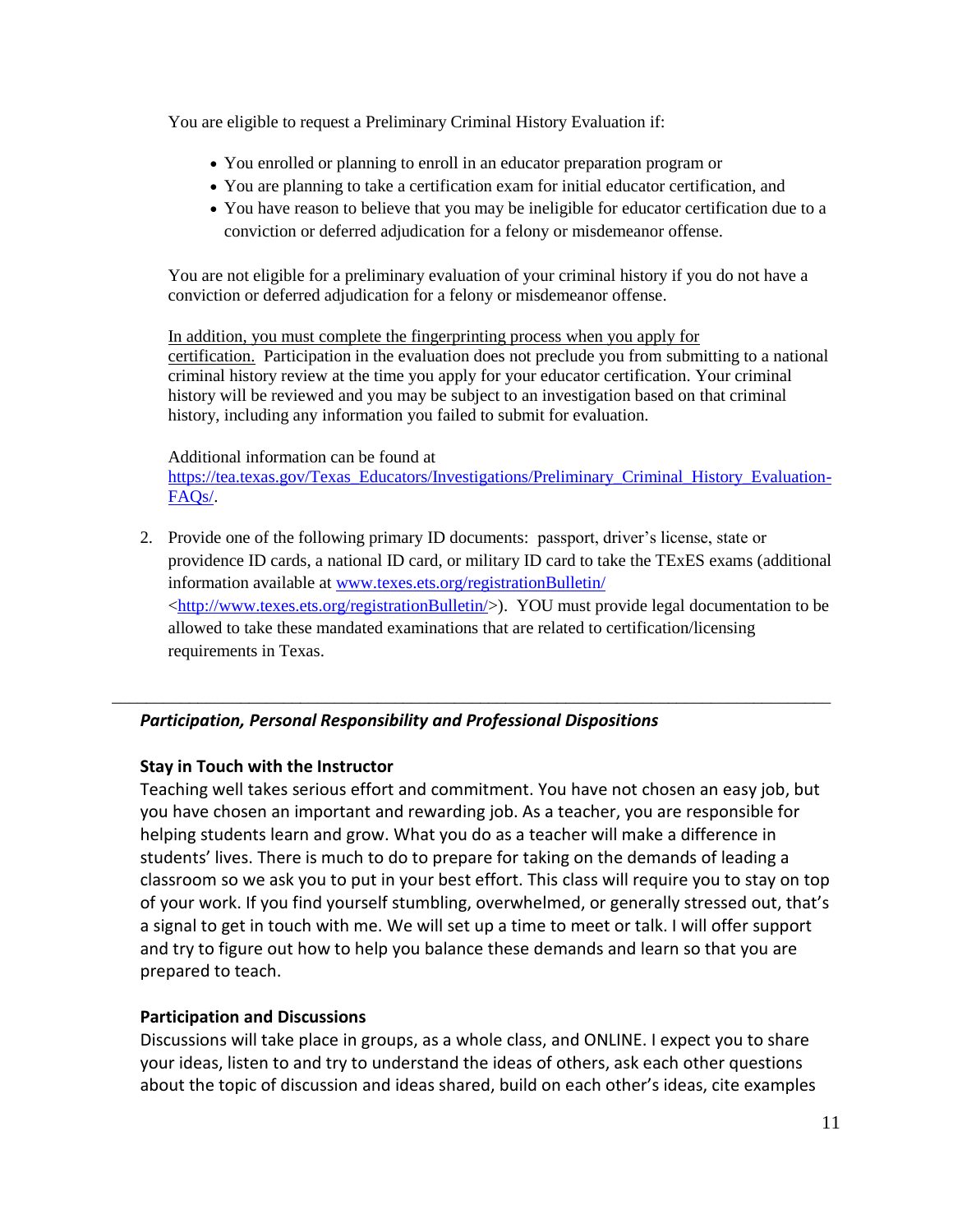You are eligible to request a Preliminary Criminal History Evaluation if:

- You enrolled or planning to enroll in an educator preparation program or
- You are planning to take a certification exam for initial educator certification, and
- You have reason to believe that you may be ineligible for educator certification due to a conviction or deferred adjudication for a felony or misdemeanor offense.

You are not eligible for a preliminary evaluation of your criminal history if you do not have a conviction or deferred adjudication for a felony or misdemeanor offense.

In addition, you must complete the fingerprinting process when you apply for certification. Participation in the evaluation does not preclude you from submitting to a national criminal history review at the time you apply for your educator certification. Your criminal history will be reviewed and you may be subject to an investigation based on that criminal history, including any information you failed to submit for evaluation.

Additional information can be found at https://tea.texas.gov/Texas_Educators/Investigations/Preliminary_Criminal_History_Evaluation-FAQs/.

2. Provide one of the following primary ID documents: passport, driver's license, state or providence ID cards, a national ID card, or military ID card to take the TExES exams (additional information available at www.texes.ets.org/registrationBulletin/ <http://www.texes.ets.org/registrationBulletin/>). YOU must provide legal documentation to be allowed to take these mandated examinations that are related to certification/licensing requirements in Texas.

---

***Participation, Personal Responsibility and Professional Dispositions***

**Stay in Touch with the Instructor**

Teaching well takes serious effort and commitment. You have not chosen an easy job, but you have chosen an important and rewarding job. As a teacher, you are responsible for helping students learn and grow. What you do as a teacher will make a difference in students' lives. There is much to do to prepare for taking on the demands of leading a classroom so we ask you to put in your best effort. This class will require you to stay on top of your work. If you find yourself stumbling, overwhelmed, or generally stressed out, that's a signal to get in touch with me. We will set up a time to meet or talk. I will offer support and try to figure out how to help you balance these demands and learn so that you are prepared to teach.

**Participation and Discussions**

Discussions will take place in groups, as a whole class, and ONLINE. I expect you to share your ideas, listen to and try to understand the ideas of others, ask each other questions about the topic of discussion and ideas shared, build on each other's ideas, cite examples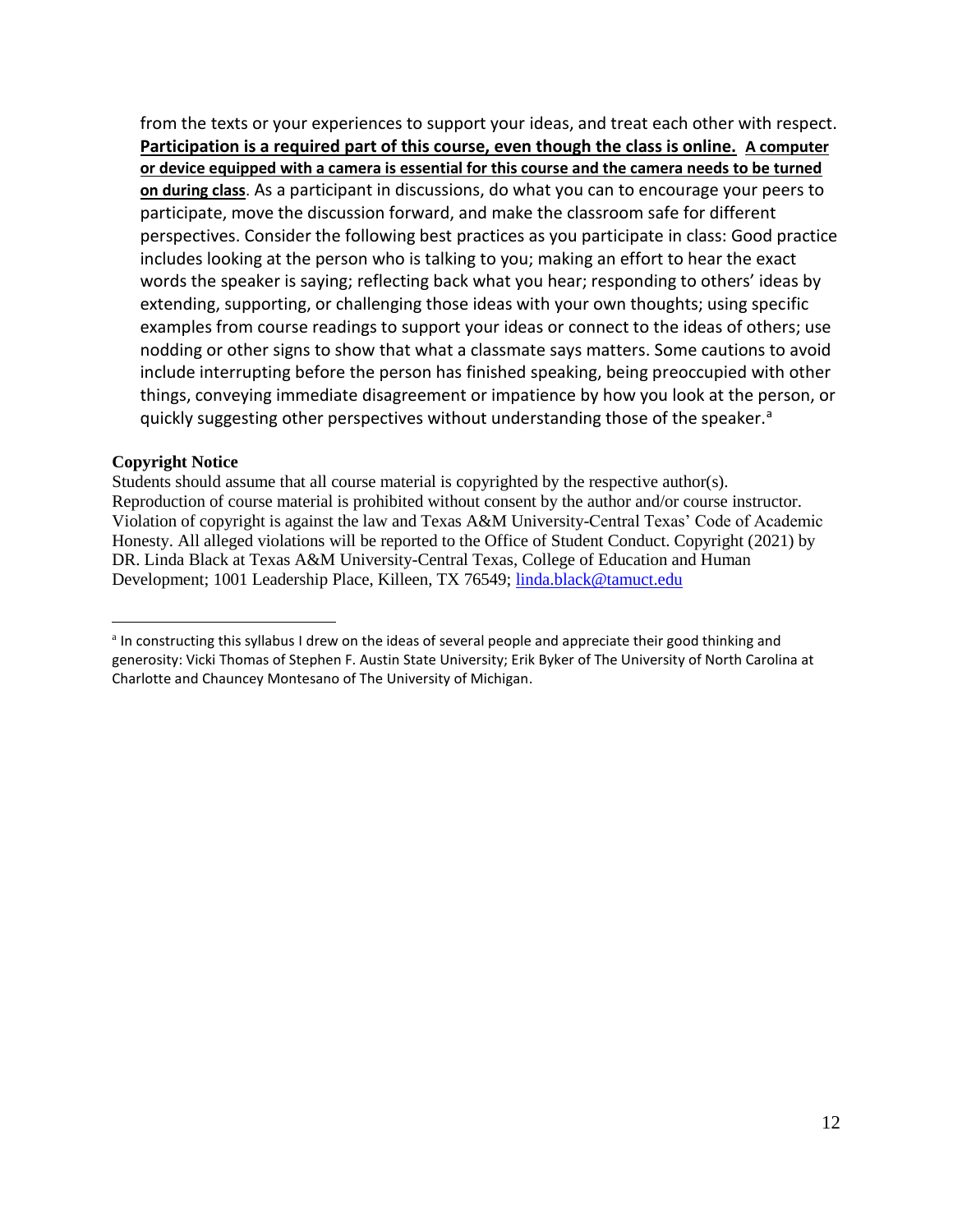from the texts or your experiences to support your ideas, and treat each other with respect. **Participation is a required part of this course, even though the class is online.** **A computer or device equipped with a camera is essential for this course and the camera needs to be turned on during class**. As a participant in discussions, do what you can to encourage your peers to participate, move the discussion forward, and make the classroom safe for different perspectives. Consider the following best practices as you participate in class: Good practice includes looking at the person who is talking to you; making an effort to hear the exact words the speaker is saying; reflecting back what you hear; responding to others' ideas by extending, supporting, or challenging those ideas with your own thoughts; using specific examples from course readings to support your ideas or connect to the ideas of others; use nodding or other signs to show that what a classmate says matters. Some cautions to avoid include interrupting before the person has finished speaking, being preoccupied with other things, conveying immediate disagreement or impatience by how you look at the person, or quickly suggesting other perspectives without understanding those of the speaker.[a]

**Copyright Notice**

Students should assume that all course material is copyrighted by the respective author(s). Reproduction of course material is prohibited without consent by the author and/or course instructor. Violation of copyright is against the law and Texas A&M University-Central Texas' Code of Academic Honesty. All alleged violations will be reported to the Office of Student Conduct. Copyright (2021) by DR. Linda Black at Texas A&M University-Central Texas, College of Education and Human Development; 1001 Leadership Place, Killeen, TX 76549; linda.black@tamuct.edu

---

[a] In constructing this syllabus I drew on the ideas of several people and appreciate their good thinking and generosity: Vicki Thomas of Stephen F. Austin State University; Erik Byker of The University of North Carolina at Charlotte and Chauncey Montesano of The University of Michigan.